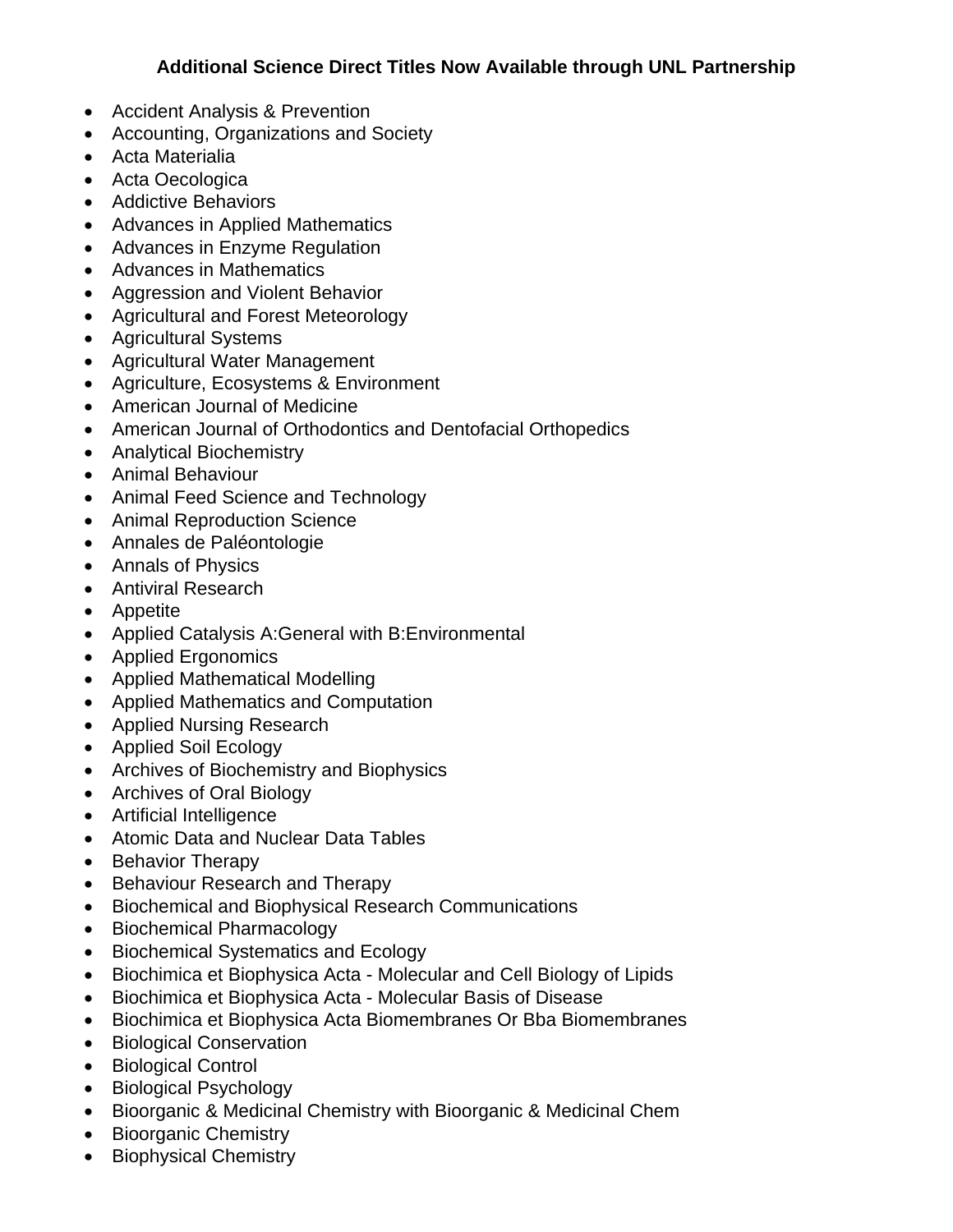**Additional Science Direct Titles Now Available through UNL Partnership**

- Accident Analysis & Prevention
- Accounting, Organizations and Society
- Acta Materialia
- Acta Oecologica
- Addictive Behaviors
- Advances in Applied Mathematics
- Advances in Enzyme Regulation
- Advances in Mathematics
- Aggression and Violent Behavior
- Agricultural and Forest Meteorology
- Agricultural Systems
- Agricultural Water Management
- Agriculture, Ecosystems & Environment
- American Journal of Medicine
- American Journal of Orthodontics and Dentofacial Orthopedics
- Analytical Biochemistry
- Animal Behaviour
- Animal Feed Science and Technology
- Animal Reproduction Science
- Annales de Paléontologie
- Annals of Physics
- Antiviral Research
- Appetite
- Applied Catalysis A:General with B:Environmental
- Applied Ergonomics
- Applied Mathematical Modelling
- Applied Mathematics and Computation
- Applied Nursing Research
- Applied Soil Ecology
- Archives of Biochemistry and Biophysics
- Archives of Oral Biology
- Artificial Intelligence
- Atomic Data and Nuclear Data Tables
- Behavior Therapy
- Behaviour Research and Therapy
- Biochemical and Biophysical Research Communications
- Biochemical Pharmacology
- Biochemical Systematics and Ecology
- Biochimica et Biophysica Acta - Molecular and Cell Biology of Lipids
- Biochimica et Biophysica Acta - Molecular Basis of Disease
- Biochimica et Biophysica Acta Biomembranes Or Bba Biomembranes
- Biological Conservation
- Biological Control
- Biological Psychology
- Bioorganic & Medicinal Chemistry with Bioorganic & Medicinal Chem
- Bioorganic Chemistry
- Biophysical Chemistry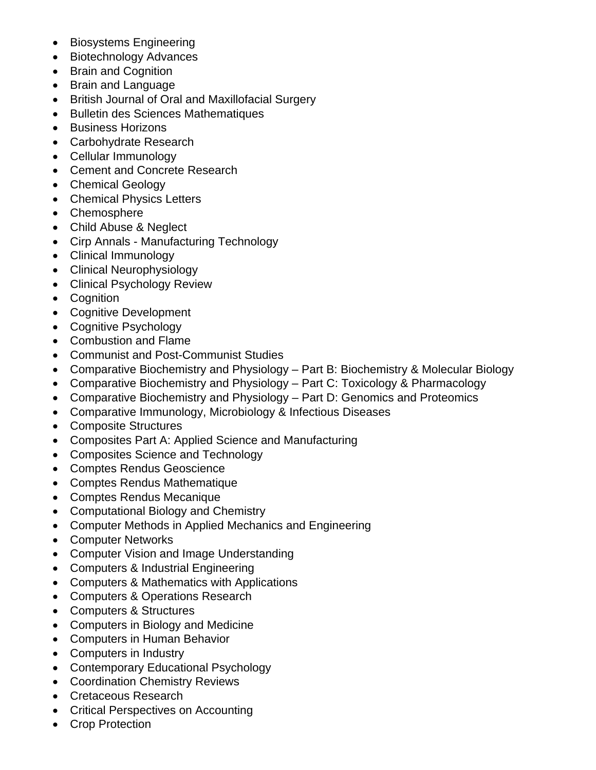- Biosystems Engineering
- Biotechnology Advances
- Brain and Cognition
- Brain and Language
- British Journal of Oral and Maxillofacial Surgery
- Bulletin des Sciences Mathematiques
- Business Horizons
- Carbohydrate Research
- Cellular Immunology
- Cement and Concrete Research
- Chemical Geology
- Chemical Physics Letters
- Chemosphere
- Child Abuse & Neglect
- Cirp Annals - Manufacturing Technology
- Clinical Immunology
- Clinical Neurophysiology
- Clinical Psychology Review
- Cognition
- Cognitive Development
- Cognitive Psychology
- Combustion and Flame
- Communist and Post-Communist Studies
- Comparative Biochemistry and Physiology – Part B: Biochemistry & Molecular Biology
- Comparative Biochemistry and Physiology – Part C: Toxicology & Pharmacology
- Comparative Biochemistry and Physiology – Part D: Genomics and Proteomics
- Comparative Immunology, Microbiology & Infectious Diseases
- Composite Structures
- Composites Part A: Applied Science and Manufacturing
- Composites Science and Technology
- Comptes Rendus Geoscience
- Comptes Rendus Mathematique
- Comptes Rendus Mecanique
- Computational Biology and Chemistry
- Computer Methods in Applied Mechanics and Engineering
- Computer Networks
- Computer Vision and Image Understanding
- Computers & Industrial Engineering
- Computers & Mathematics with Applications
- Computers & Operations Research
- Computers & Structures
- Computers in Biology and Medicine
- Computers in Human Behavior
- Computers in Industry
- Contemporary Educational Psychology
- Coordination Chemistry Reviews
- Cretaceous Research
- Critical Perspectives on Accounting
- Crop Protection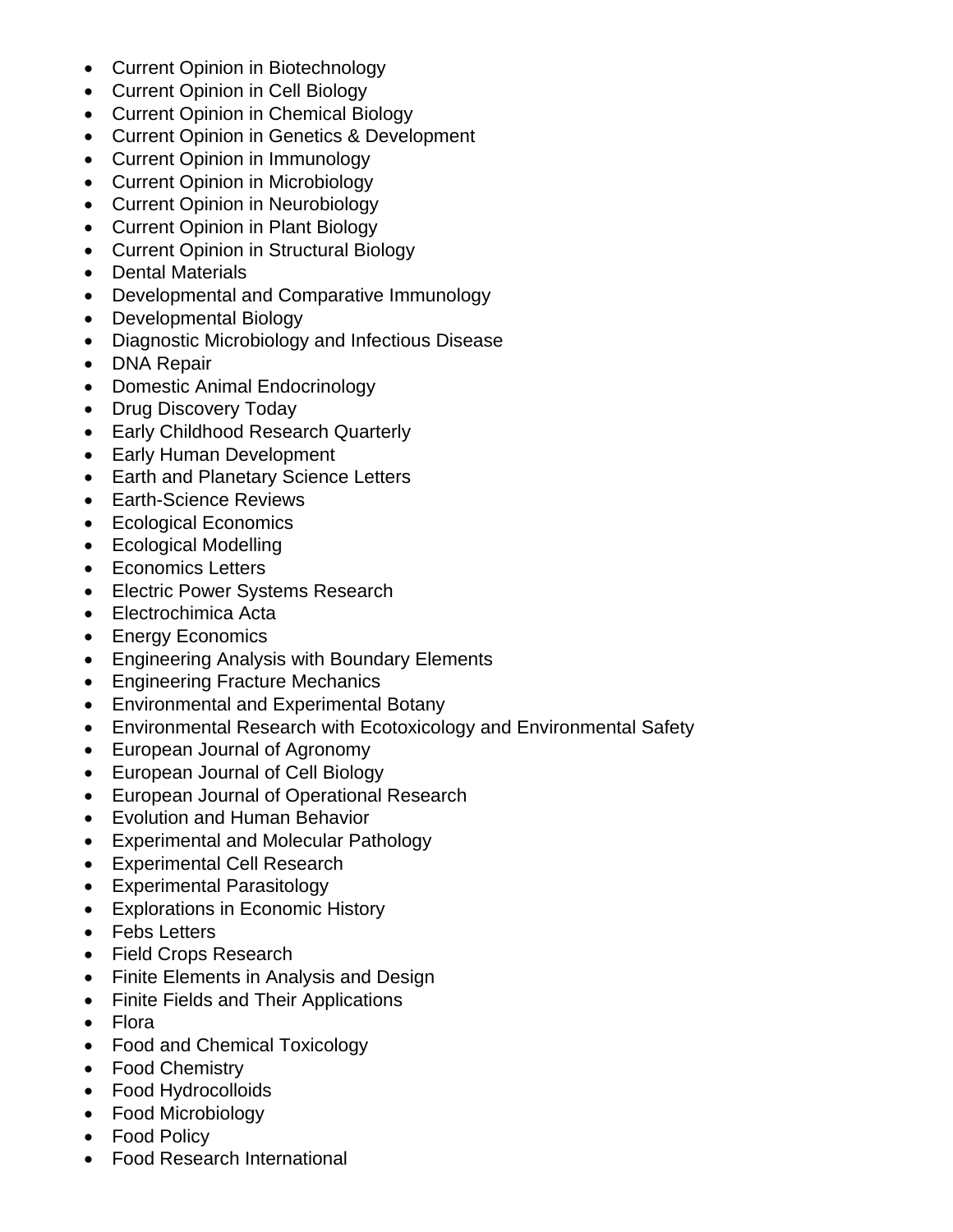- Current Opinion in Biotechnology
- Current Opinion in Cell Biology
- Current Opinion in Chemical Biology
- Current Opinion in Genetics & Development
- Current Opinion in Immunology
- Current Opinion in Microbiology
- Current Opinion in Neurobiology
- Current Opinion in Plant Biology
- Current Opinion in Structural Biology
- Dental Materials
- Developmental and Comparative Immunology
- Developmental Biology
- Diagnostic Microbiology and Infectious Disease
- DNA Repair
- Domestic Animal Endocrinology
- Drug Discovery Today
- Early Childhood Research Quarterly
- Early Human Development
- Earth and Planetary Science Letters
- Earth-Science Reviews
- Ecological Economics
- Ecological Modelling
- Economics Letters
- Electric Power Systems Research
- Electrochimica Acta
- Energy Economics
- Engineering Analysis with Boundary Elements
- Engineering Fracture Mechanics
- Environmental and Experimental Botany
- Environmental Research with Ecotoxicology and Environmental Safety
- European Journal of Agronomy
- European Journal of Cell Biology
- European Journal of Operational Research
- Evolution and Human Behavior
- Experimental and Molecular Pathology
- Experimental Cell Research
- Experimental Parasitology
- Explorations in Economic History
- Febs Letters
- Field Crops Research
- Finite Elements in Analysis and Design
- Finite Fields and Their Applications
- Flora
- Food and Chemical Toxicology
- Food Chemistry
- Food Hydrocolloids
- Food Microbiology
- Food Policy
- Food Research International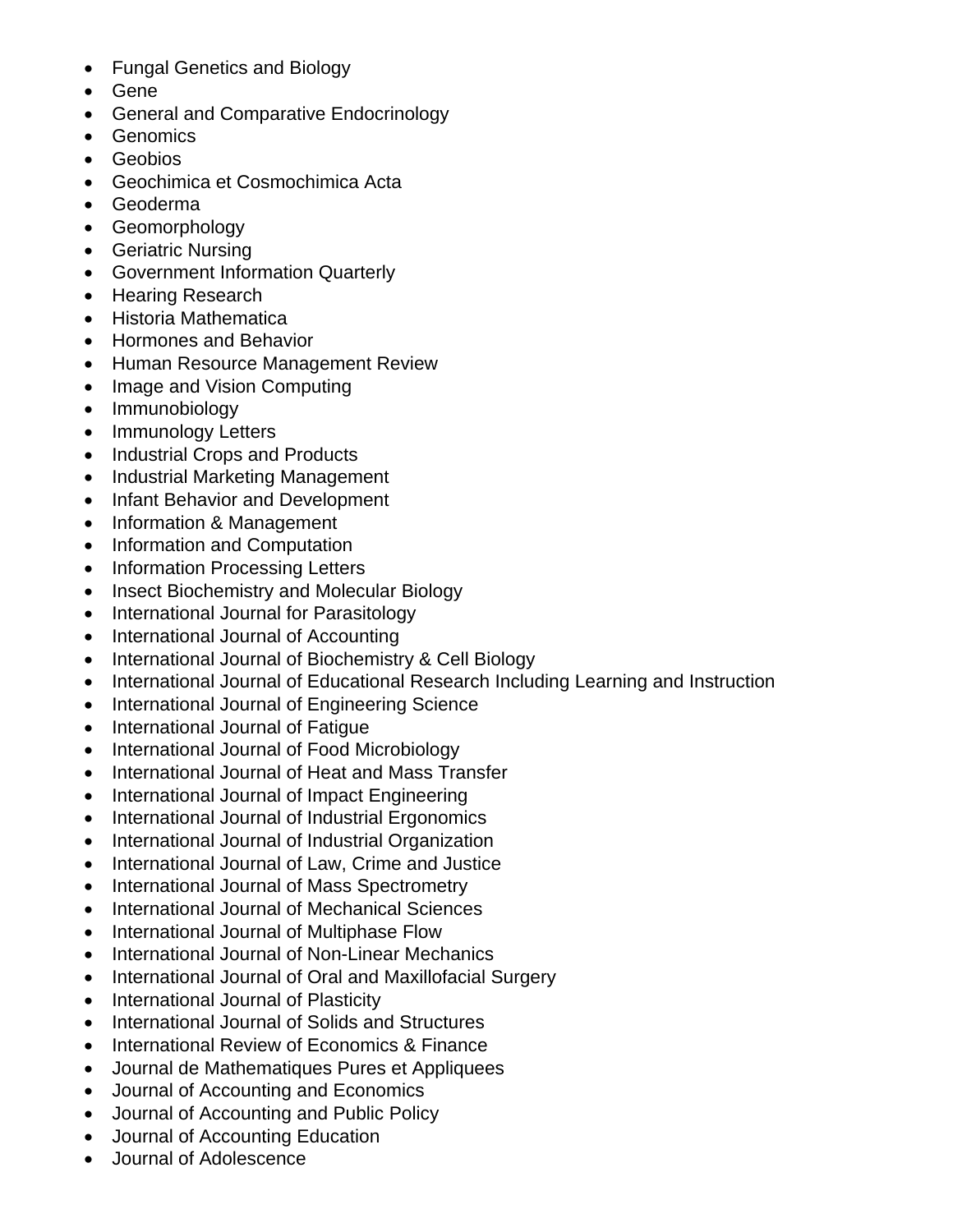- Fungal Genetics and Biology
- Gene
- General and Comparative Endocrinology
- Genomics
- Geobios
- Geochimica et Cosmochimica Acta
- Geoderma
- Geomorphology
- Geriatric Nursing
- Government Information Quarterly
- Hearing Research
- Historia Mathematica
- Hormones and Behavior
- Human Resource Management Review
- Image and Vision Computing
- Immunobiology
- Immunology Letters
- Industrial Crops and Products
- Industrial Marketing Management
- Infant Behavior and Development
- Information & Management
- Information and Computation
- Information Processing Letters
- Insect Biochemistry and Molecular Biology
- International Journal for Parasitology
- International Journal of Accounting
- International Journal of Biochemistry & Cell Biology
- International Journal of Educational Research Including Learning and Instruction
- International Journal of Engineering Science
- International Journal of Fatigue
- International Journal of Food Microbiology
- International Journal of Heat and Mass Transfer
- International Journal of Impact Engineering
- International Journal of Industrial Ergonomics
- International Journal of Industrial Organization
- International Journal of Law, Crime and Justice
- International Journal of Mass Spectrometry
- International Journal of Mechanical Sciences
- International Journal of Multiphase Flow
- International Journal of Non-Linear Mechanics
- International Journal of Oral and Maxillofacial Surgery
- International Journal of Plasticity
- International Journal of Solids and Structures
- International Review of Economics & Finance
- Journal de Mathematiques Pures et Appliquees
- Journal of Accounting and Economics
- Journal of Accounting and Public Policy
- Journal of Accounting Education
- Journal of Adolescence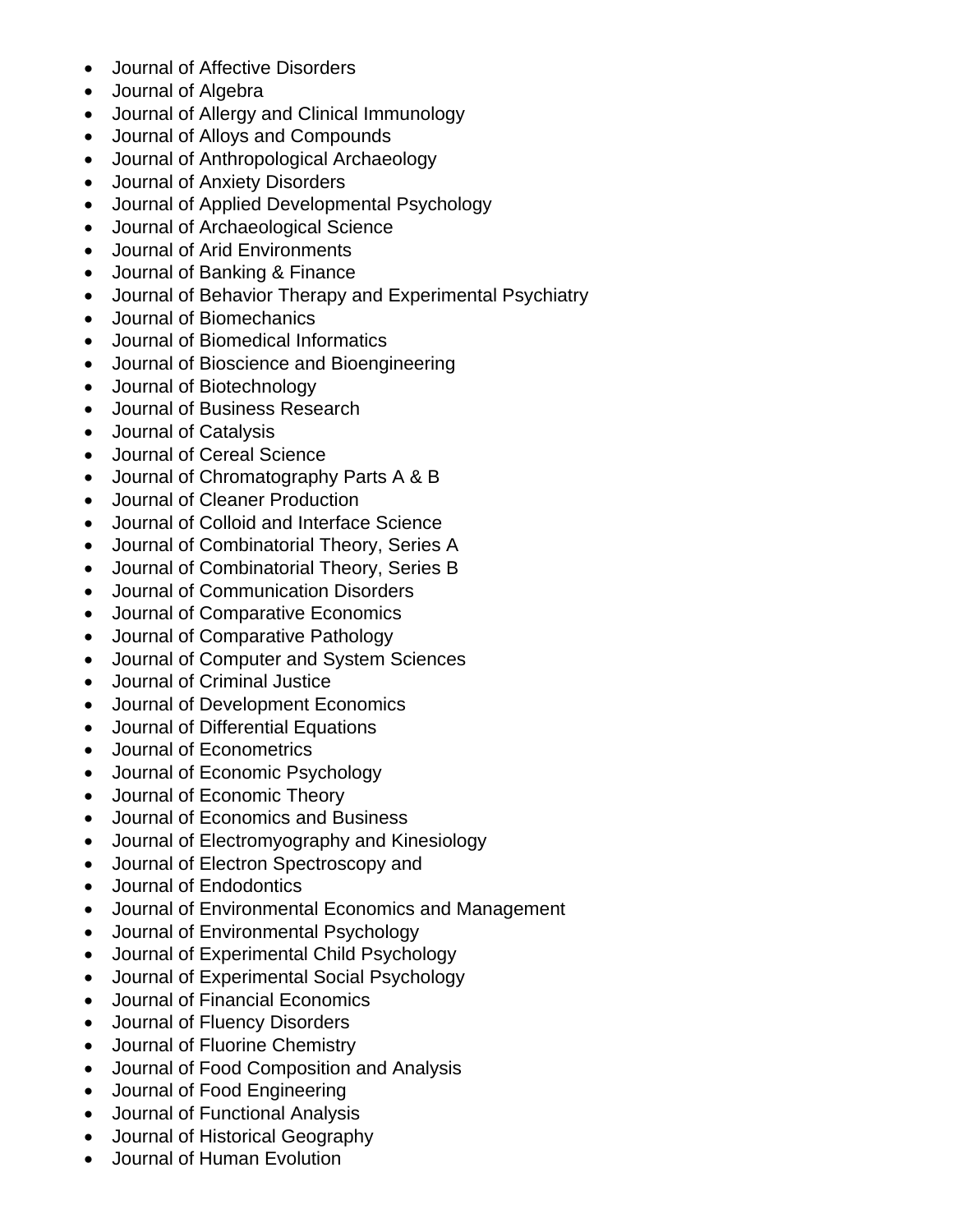- Journal of Affective Disorders
- Journal of Algebra
- Journal of Allergy and Clinical Immunology
- Journal of Alloys and Compounds
- Journal of Anthropological Archaeology
- Journal of Anxiety Disorders
- Journal of Applied Developmental Psychology
- Journal of Archaeological Science
- Journal of Arid Environments
- Journal of Banking & Finance
- Journal of Behavior Therapy and Experimental Psychiatry
- Journal of Biomechanics
- Journal of Biomedical Informatics
- Journal of Bioscience and Bioengineering
- Journal of Biotechnology
- Journal of Business Research
- Journal of Catalysis
- Journal of Cereal Science
- Journal of Chromatography Parts A & B
- Journal of Cleaner Production
- Journal of Colloid and Interface Science
- Journal of Combinatorial Theory, Series A
- Journal of Combinatorial Theory, Series B
- Journal of Communication Disorders
- Journal of Comparative Economics
- Journal of Comparative Pathology
- Journal of Computer and System Sciences
- Journal of Criminal Justice
- Journal of Development Economics
- Journal of Differential Equations
- Journal of Econometrics
- Journal of Economic Psychology
- Journal of Economic Theory
- Journal of Economics and Business
- Journal of Electromyography and Kinesiology
- Journal of Electron Spectroscopy and
- Journal of Endodontics
- Journal of Environmental Economics and Management
- Journal of Environmental Psychology
- Journal of Experimental Child Psychology
- Journal of Experimental Social Psychology
- Journal of Financial Economics
- Journal of Fluency Disorders
- Journal of Fluorine Chemistry
- Journal of Food Composition and Analysis
- Journal of Food Engineering
- Journal of Functional Analysis
- Journal of Historical Geography
- Journal of Human Evolution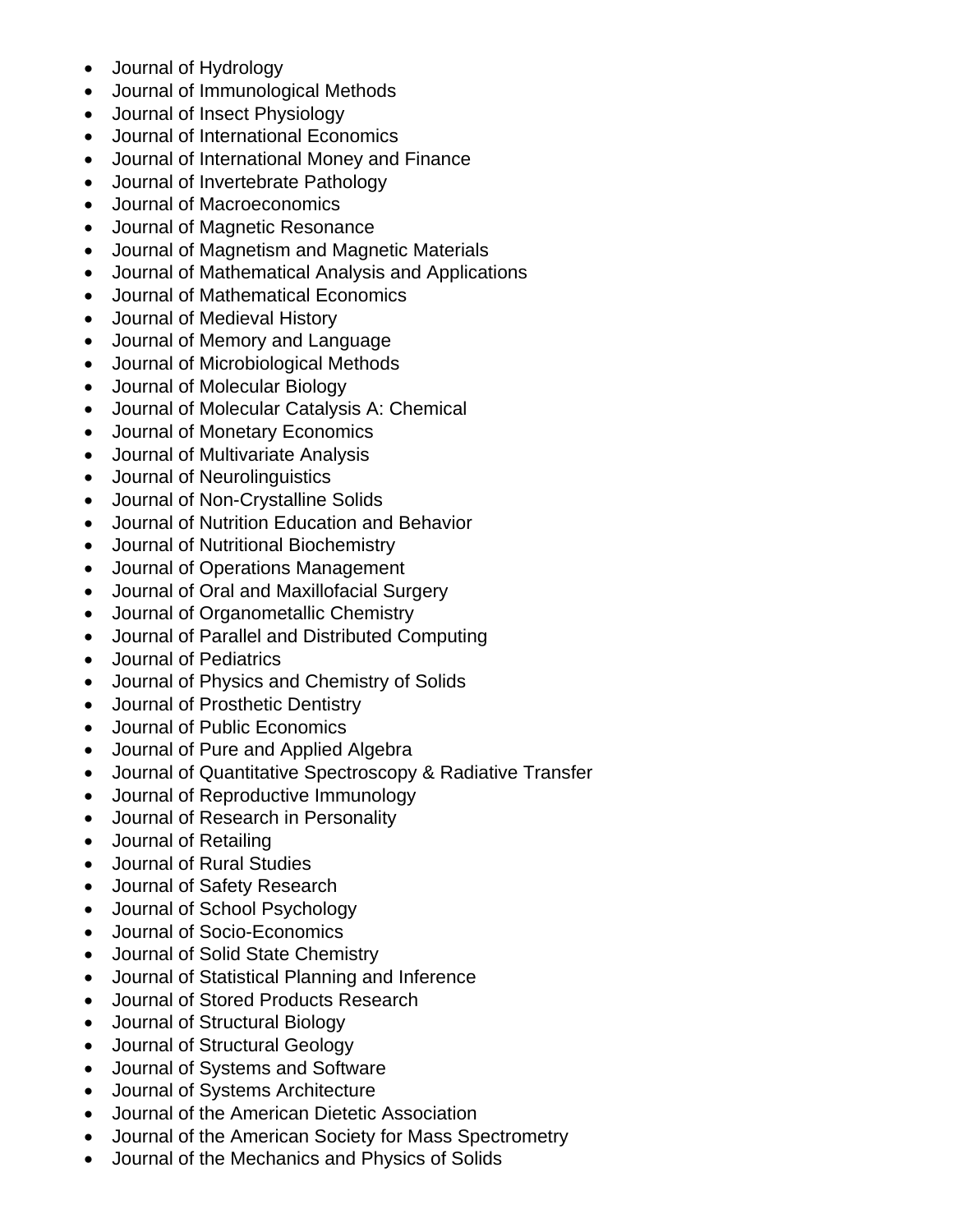- Journal of Hydrology
- Journal of Immunological Methods
- Journal of Insect Physiology
- Journal of International Economics
- Journal of International Money and Finance
- Journal of Invertebrate Pathology
- Journal of Macroeconomics
- Journal of Magnetic Resonance
- Journal of Magnetism and Magnetic Materials
- Journal of Mathematical Analysis and Applications
- Journal of Mathematical Economics
- Journal of Medieval History
- Journal of Memory and Language
- Journal of Microbiological Methods
- Journal of Molecular Biology
- Journal of Molecular Catalysis A: Chemical
- Journal of Monetary Economics
- Journal of Multivariate Analysis
- Journal of Neurolinguistics
- Journal of Non-Crystalline Solids
- Journal of Nutrition Education and Behavior
- Journal of Nutritional Biochemistry
- Journal of Operations Management
- Journal of Oral and Maxillofacial Surgery
- Journal of Organometallic Chemistry
- Journal of Parallel and Distributed Computing
- Journal of Pediatrics
- Journal of Physics and Chemistry of Solids
- Journal of Prosthetic Dentistry
- Journal of Public Economics
- Journal of Pure and Applied Algebra
- Journal of Quantitative Spectroscopy & Radiative Transfer
- Journal of Reproductive Immunology
- Journal of Research in Personality
- Journal of Retailing
- Journal of Rural Studies
- Journal of Safety Research
- Journal of School Psychology
- Journal of Socio-Economics
- Journal of Solid State Chemistry
- Journal of Statistical Planning and Inference
- Journal of Stored Products Research
- Journal of Structural Biology
- Journal of Structural Geology
- Journal of Systems and Software
- Journal of Systems Architecture
- Journal of the American Dietetic Association
- Journal of the American Society for Mass Spectrometry
- Journal of the Mechanics and Physics of Solids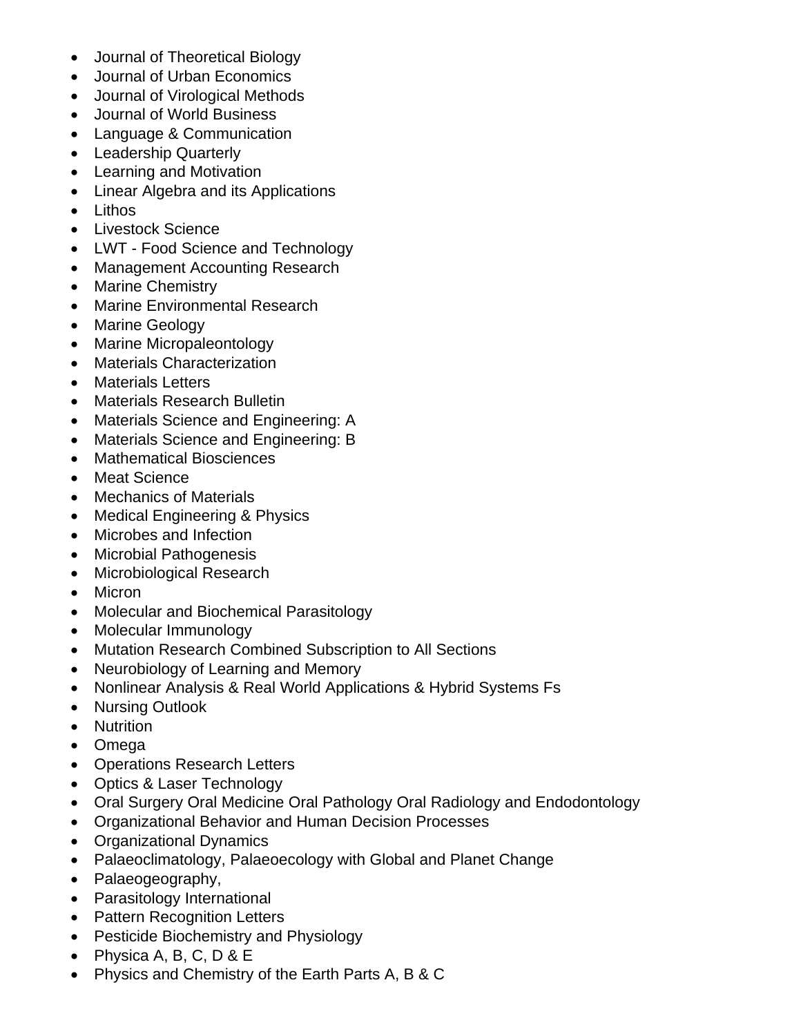- Journal of Theoretical Biology
- Journal of Urban Economics
- Journal of Virological Methods
- Journal of World Business
- Language & Communication
- Leadership Quarterly
- Learning and Motivation
- Linear Algebra and its Applications
- Lithos
- Livestock Science
- LWT - Food Science and Technology
- Management Accounting Research
- Marine Chemistry
- Marine Environmental Research
- Marine Geology
- Marine Micropaleontology
- Materials Characterization
- Materials Letters
- Materials Research Bulletin
- Materials Science and Engineering: A
- Materials Science and Engineering: B
- Mathematical Biosciences
- Meat Science
- Mechanics of Materials
- Medical Engineering & Physics
- Microbes and Infection
- Microbial Pathogenesis
- Microbiological Research
- Micron
- Molecular and Biochemical Parasitology
- Molecular Immunology
- Mutation Research Combined Subscription to All Sections
- Neurobiology of Learning and Memory
- Nonlinear Analysis & Real World Applications & Hybrid Systems Fs
- Nursing Outlook
- Nutrition
- Omega
- Operations Research Letters
- Optics & Laser Technology
- Oral Surgery Oral Medicine Oral Pathology Oral Radiology and Endodontology
- Organizational Behavior and Human Decision Processes
- Organizational Dynamics
- Palaeoclimatology, Palaeoecology with Global and Planet Change
- Palaeogeography,
- Parasitology International
- Pattern Recognition Letters
- Pesticide Biochemistry and Physiology
- Physica A, B, C, D & E
- Physics and Chemistry of the Earth Parts A, B & C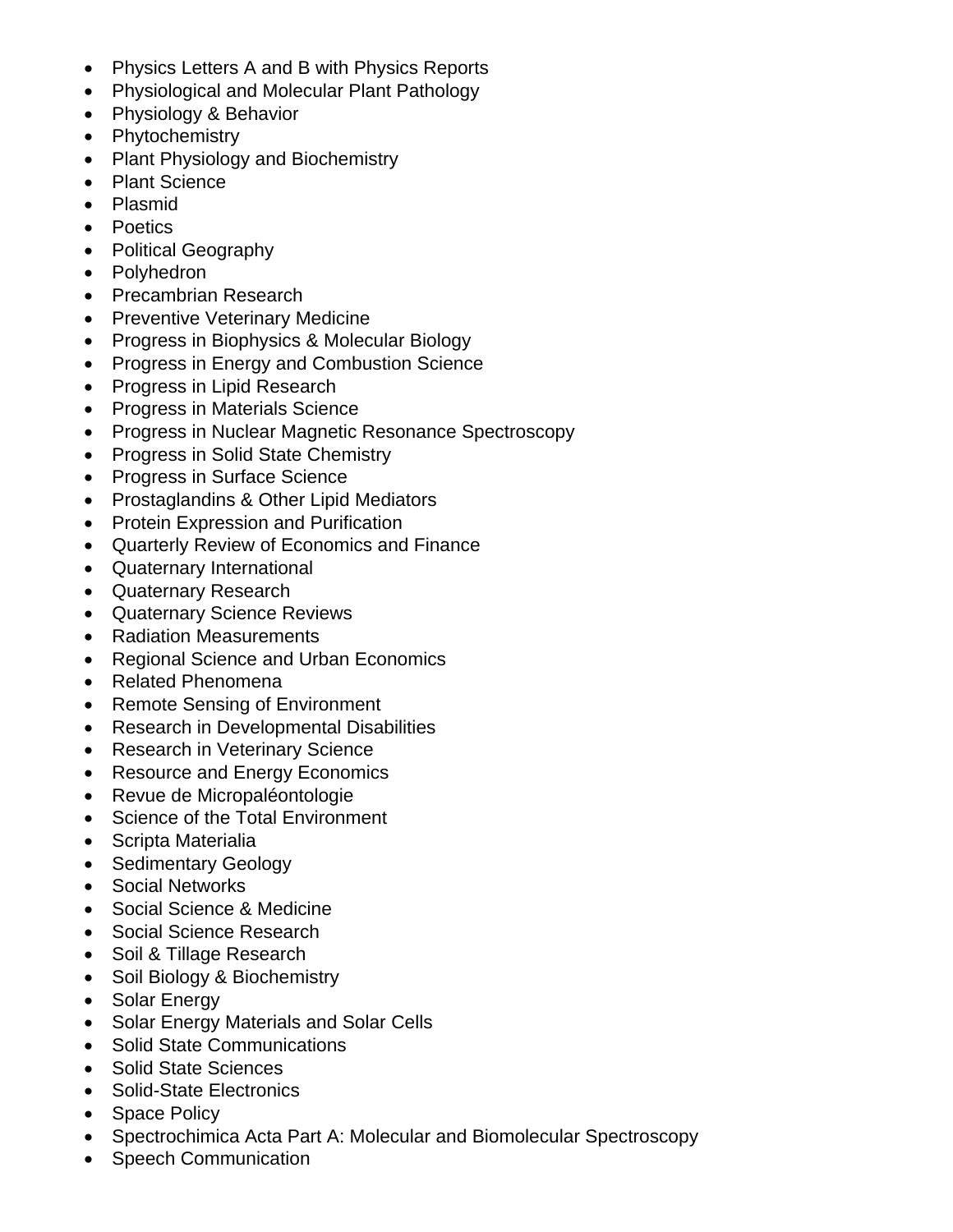- Physics Letters A and B with Physics Reports
- Physiological and Molecular Plant Pathology
- Physiology & Behavior
- Phytochemistry
- Plant Physiology and Biochemistry
- Plant Science
- Plasmid
- Poetics
- Political Geography
- Polyhedron
- Precambrian Research
- Preventive Veterinary Medicine
- Progress in Biophysics & Molecular Biology
- Progress in Energy and Combustion Science
- Progress in Lipid Research
- Progress in Materials Science
- Progress in Nuclear Magnetic Resonance Spectroscopy
- Progress in Solid State Chemistry
- Progress in Surface Science
- Prostaglandins & Other Lipid Mediators
- Protein Expression and Purification
- Quarterly Review of Economics and Finance
- Quaternary International
- Quaternary Research
- Quaternary Science Reviews
- Radiation Measurements
- Regional Science and Urban Economics
- Related Phenomena
- Remote Sensing of Environment
- Research in Developmental Disabilities
- Research in Veterinary Science
- Resource and Energy Economics
- Revue de Micropaléontologie
- Science of the Total Environment
- Scripta Materialia
- Sedimentary Geology
- Social Networks
- Social Science & Medicine
- Social Science Research
- Soil & Tillage Research
- Soil Biology & Biochemistry
- Solar Energy
- Solar Energy Materials and Solar Cells
- Solid State Communications
- Solid State Sciences
- Solid-State Electronics
- Space Policy
- Spectrochimica Acta Part A: Molecular and Biomolecular Spectroscopy
- Speech Communication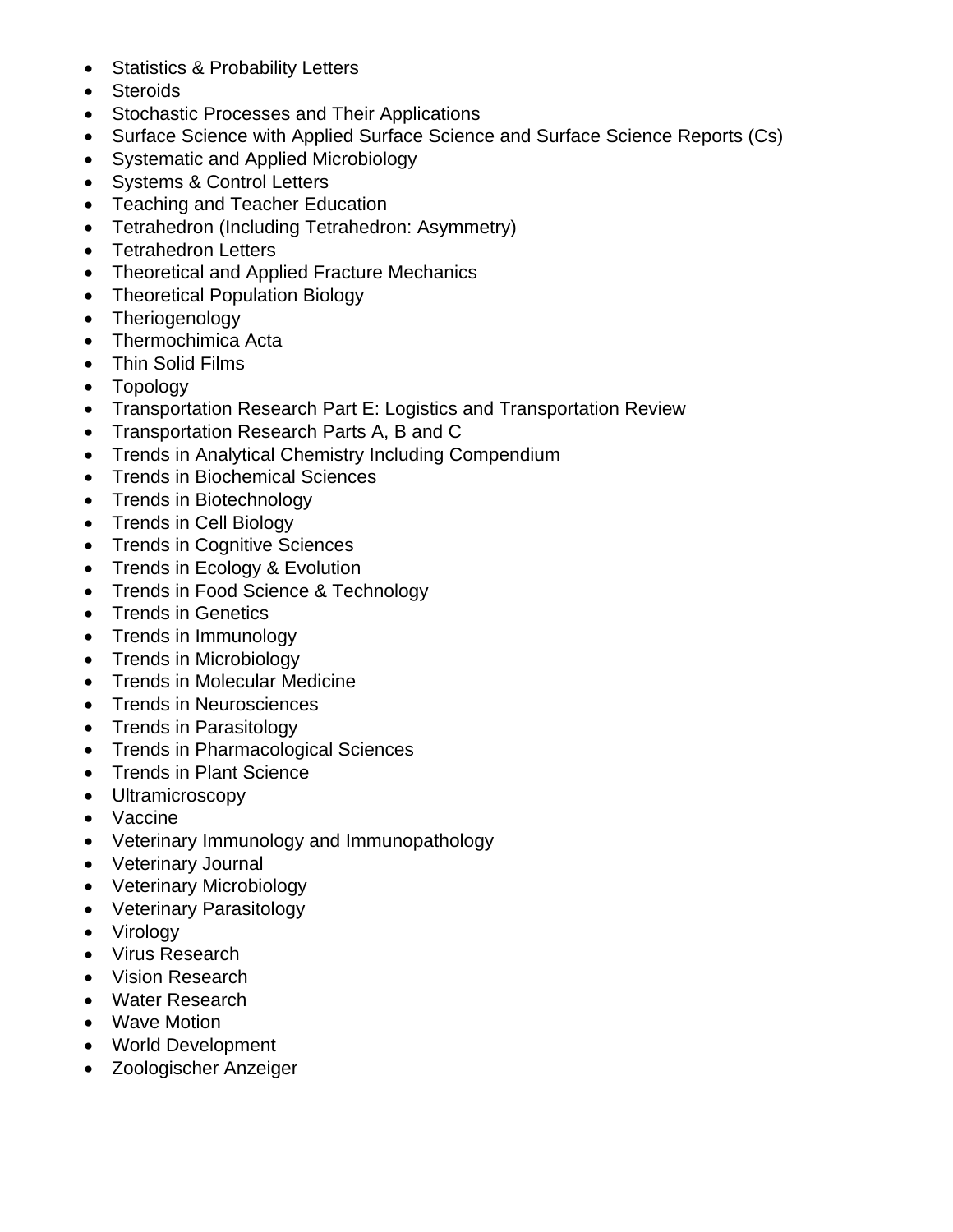- Statistics & Probability Letters
- Steroids
- Stochastic Processes and Their Applications
- Surface Science with Applied Surface Science and Surface Science Reports (Cs)
- Systematic and Applied Microbiology
- Systems & Control Letters
- Teaching and Teacher Education
- Tetrahedron (Including Tetrahedron: Asymmetry)
- Tetrahedron Letters
- Theoretical and Applied Fracture Mechanics
- Theoretical Population Biology
- Theriogenology
- Thermochimica Acta
- Thin Solid Films
- Topology
- Transportation Research Part E: Logistics and Transportation Review
- Transportation Research Parts A, B and C
- Trends in Analytical Chemistry Including Compendium
- Trends in Biochemical Sciences
- Trends in Biotechnology
- Trends in Cell Biology
- Trends in Cognitive Sciences
- Trends in Ecology & Evolution
- Trends in Food Science & Technology
- Trends in Genetics
- Trends in Immunology
- Trends in Microbiology
- Trends in Molecular Medicine
- Trends in Neurosciences
- Trends in Parasitology
- Trends in Pharmacological Sciences
- Trends in Plant Science
- Ultramicroscopy
- Vaccine
- Veterinary Immunology and Immunopathology
- Veterinary Journal
- Veterinary Microbiology
- Veterinary Parasitology
- Virology
- Virus Research
- Vision Research
- Water Research
- Wave Motion
- World Development
- Zoologischer Anzeiger